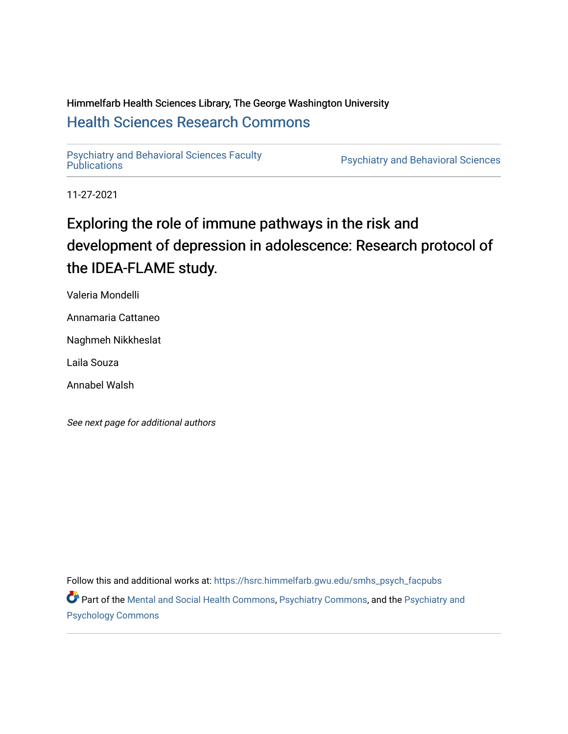Himmelfarb Health Sciences Library, The George Washington University

# Health Sciences Research Commons

Psychiatry and Behavioral Sciences Faculty Publications | Psychiatry and Behavioral Sciences

11-27-2021

## Exploring the role of immune pathways in the risk and development of depression in adolescence: Research protocol of the IDEA-FLAME study.

Valeria Mondelli

Annamaria Cattaneo

Naghmeh Nikkheslat

Laila Souza

Annabel Walsh

*See next page for additional authors*

Follow this and additional works at: https://hsrc.himmelfarb.gwu.edu/smhs_psych_facpubs

Part of the Mental and Social Health Commons, Psychiatry Commons, and the Psychiatry and Psychology Commons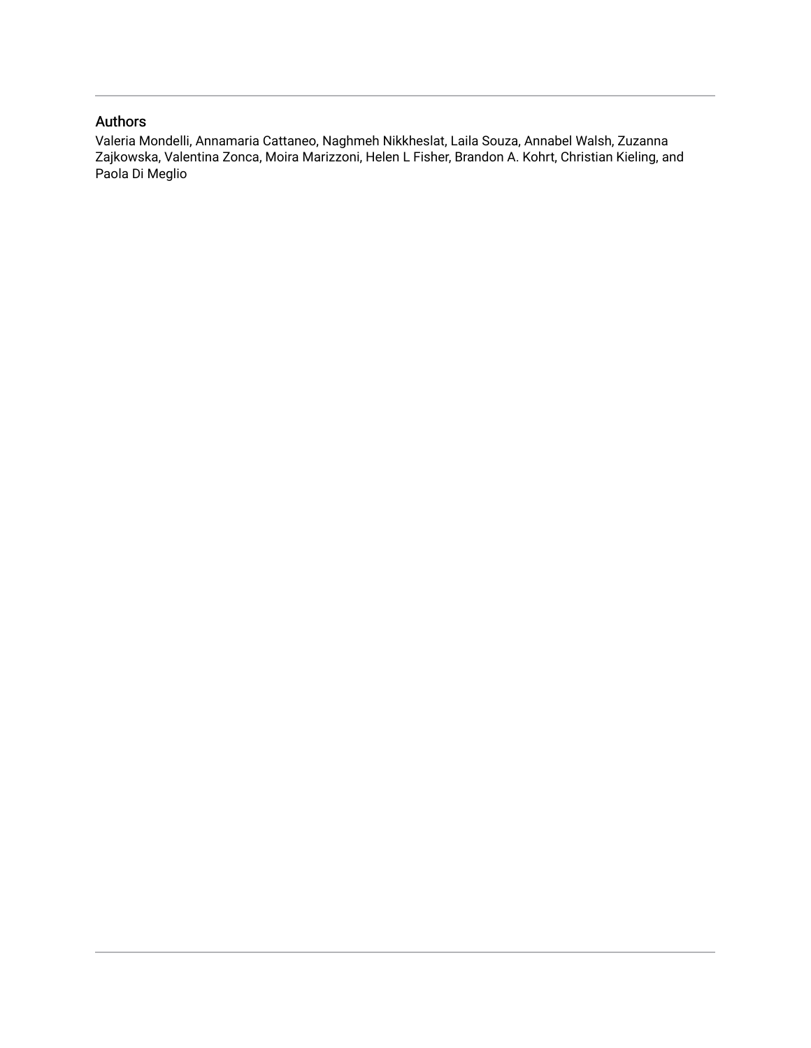## Authors

Valeria Mondelli, Annamaria Cattaneo, Naghmeh Nikkheslat, Laila Souza, Annabel Walsh, Zuzanna Zajkowska, Valentina Zonca, Moira Marizzoni, Helen L Fisher, Brandon A. Kohrt, Christian Kieling, and Paola Di Meglio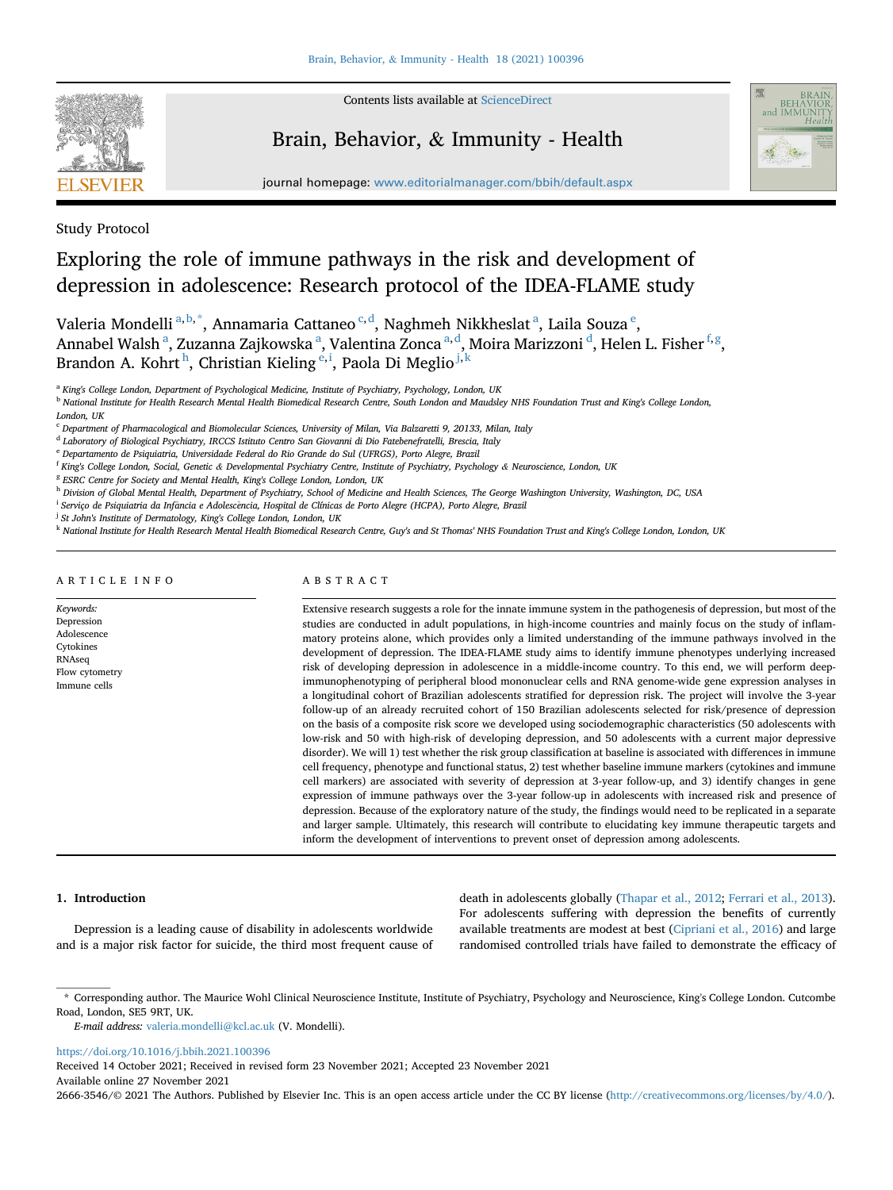Study Protocol

# Exploring the role of immune pathways in the risk and development of depression in adolescence: Research protocol of the IDEA-FLAME study

Valeria Mondelli[a,b,*], Annamaria Cattaneo[c,d], Naghmeh Nikkheslat[a], Laila Souza[e], Annabel Walsh[a], Zuzanna Zajkowska[a], Valentina Zonca[a,d], Moira Marizzoni[d], Helen L. Fisher[f,g], Brandon A. Kohrt[h], Christian Kieling[e,i], Paola Di Meglio[j,k]

[a] King's College London, Department of Psychological Medicine, Institute of Psychiatry, Psychology, London, UK
[b] National Institute for Health Research Mental Health Biomedical Research Centre, South London and Maudsley NHS Foundation Trust and King's College London, London, UK
[c] Department of Pharmacological and Biomolecular Sciences, University of Milan, Via Balzaretti 9, 20133, Milan, Italy
[d] Laboratory of Biological Psychiatry, IRCCS Istituto Centro San Giovanni di Dio Fatebenefratelli, Brescia, Italy
[e] Departamento de Psiquiatria, Universidade Federal do Rio Grande do Sul (UFRGS), Porto Alegre, Brazil
[f] King's College London, Social, Genetic & Developmental Psychiatry Centre, Institute of Psychiatry, Psychology & Neuroscience, London, UK
[g] ESRC Centre for Society and Mental Health, King's College London, London, UK
[h] Division of Global Mental Health, Department of Psychiatry, School of Medicine and Health Sciences, The George Washington University, Washington, DC, USA
[i] Serviço de Psiquiatria da Infância e Adolescência, Hospital de Clínicas de Porto Alegre (HCPA), Porto Alegre, Brazil
[j] St John's Institute of Dermatology, King's College London, London, UK
[k] National Institute for Health Research Mental Health Biomedical Research Centre, Guy's and St Thomas' NHS Foundation Trust and King's College London, London, UK

## ARTICLE INFO

*Keywords:*
Depression
Adolescence
Cytokines
RNAseq
Flow cytometry
Immune cells

## ABSTRACT

Extensive research suggests a role for the innate immune system in the pathogenesis of depression, but most of the studies are conducted in adult populations, in high-income countries and mainly focus on the study of inflammatory proteins alone, which provides only a limited understanding of the immune pathways involved in the development of depression. The IDEA-FLAME study aims to identify immune phenotypes underlying increased risk of developing depression in adolescence in a middle-income country. To this end, we will perform deep-immunophenotyping of peripheral blood mononuclear cells and RNA genome-wide gene expression analyses in a longitudinal cohort of Brazilian adolescents stratified for depression risk. The project will involve the 3-year follow-up of an already recruited cohort of 150 Brazilian adolescents selected for risk/presence of depression on the basis of a composite risk score we developed using sociodemographic characteristics (50 adolescents with low-risk and 50 with high-risk of developing depression, and 50 adolescents with a current major depressive disorder). We will 1) test whether the risk group classification at baseline is associated with differences in immune cell frequency, phenotype and functional status, 2) test whether baseline immune markers (cytokines and immune cell markers) are associated with severity of depression at 3-year follow-up, and 3) identify changes in gene expression of immune pathways over the 3-year follow-up in adolescents with increased risk and presence of depression. Because of the exploratory nature of the study, the findings would need to be replicated in a separate and larger sample. Ultimately, this research will contribute to elucidating key immune therapeutic targets and inform the development of interventions to prevent onset of depression among adolescents.

## 1. Introduction

Depression is a leading cause of disability in adolescents worldwide and is a major risk factor for suicide, the third most frequent cause of death in adolescents globally (Thapar et al., 2012; Ferrari et al., 2013). For adolescents suffering with depression the benefits of currently available treatments are modest at best (Cipriani et al., 2016) and large randomised controlled trials have failed to demonstrate the efficacy of

* Corresponding author. The Maurice Wohl Clinical Neuroscience Institute, Institute of Psychiatry, Psychology and Neuroscience, King's College London. Cutcombe Road, London, SE5 9RT, UK.
*E-mail address:* valeria.mondelli@kcl.ac.uk (V. Mondelli).

https://doi.org/10.1016/j.bbih.2021.100396
Received 14 October 2021; Received in revised form 23 November 2021; Accepted 23 November 2021
Available online 27 November 2021
2666-3546/© 2021 The Authors. Published by Elsevier Inc. This is an open access article under the CC BY license (http://creativecommons.org/licenses/by/4.0/).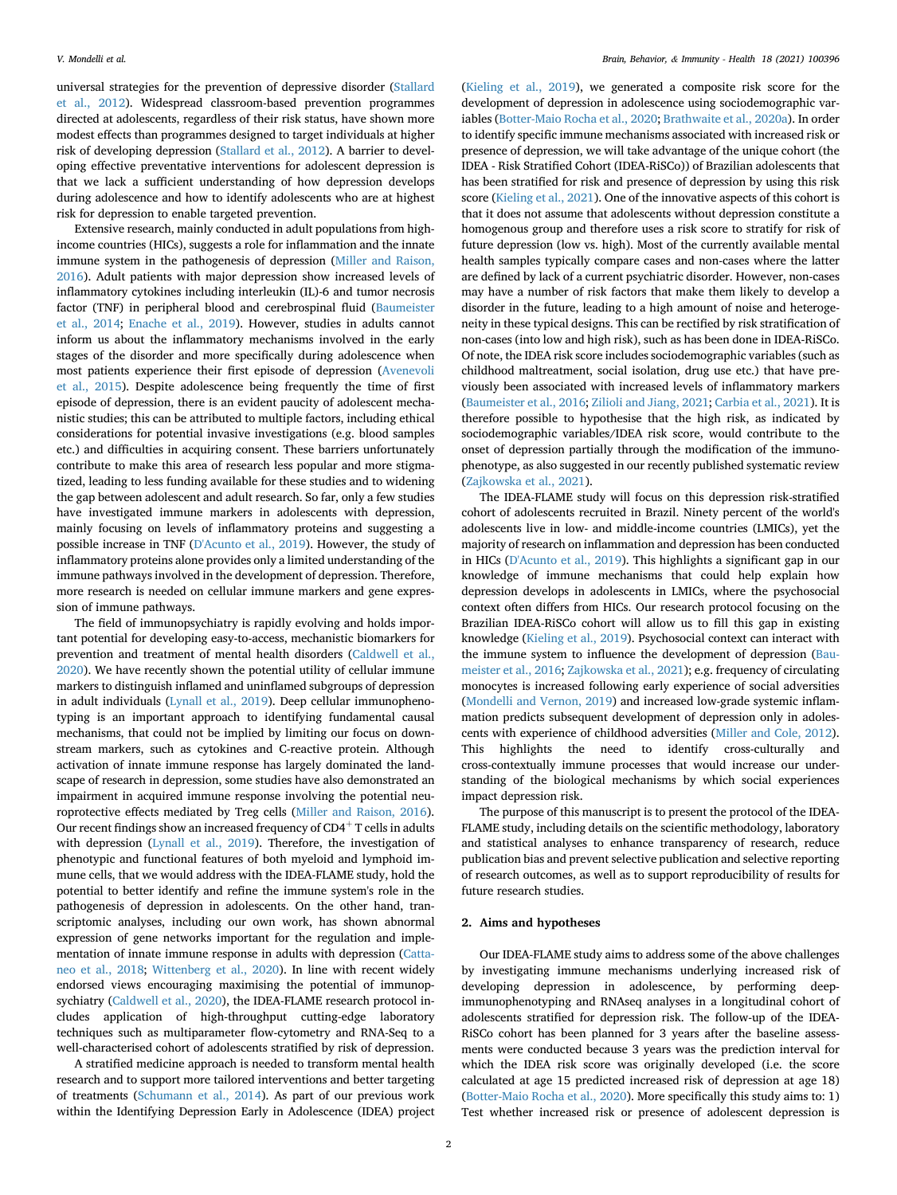universal strategies for the prevention of depressive disorder (Stallard et al., 2012). Widespread classroom-based prevention programmes directed at adolescents, regardless of their risk status, have shown more modest effects than programmes designed to target individuals at higher risk of developing depression (Stallard et al., 2012). A barrier to developing effective preventative interventions for adolescent depression is that we lack a sufficient understanding of how depression develops during adolescence and how to identify adolescents who are at highest risk for depression to enable targeted prevention.

Extensive research, mainly conducted in adult populations from high-income countries (HICs), suggests a role for inflammation and the innate immune system in the pathogenesis of depression (Miller and Raison, 2016). Adult patients with major depression show increased levels of inflammatory cytokines including interleukin (IL)-6 and tumor necrosis factor (TNF) in peripheral blood and cerebrospinal fluid (Baumeister et al., 2014; Enache et al., 2019). However, studies in adults cannot inform us about the inflammatory mechanisms involved in the early stages of the disorder and more specifically during adolescence when most patients experience their first episode of depression (Avenevoli et al., 2015). Despite adolescence being frequently the time of first episode of depression, there is an evident paucity of adolescent mechanistic studies; this can be attributed to multiple factors, including ethical considerations for potential invasive investigations (e.g. blood samples etc.) and difficulties in acquiring consent. These barriers unfortunately contribute to make this area of research less popular and more stigmatized, leading to less funding available for these studies and to widening the gap between adolescent and adult research. So far, only a few studies have investigated immune markers in adolescents with depression, mainly focusing on levels of inflammatory proteins and suggesting a possible increase in TNF (D'Acunto et al., 2019). However, the study of inflammatory proteins alone provides only a limited understanding of the immune pathways involved in the development of depression. Therefore, more research is needed on cellular immune markers and gene expression of immune pathways.

The field of immunopsychiatry is rapidly evolving and holds important potential for developing easy-to-access, mechanistic biomarkers for prevention and treatment of mental health disorders (Caldwell et al., 2020). We have recently shown the potential utility of cellular immune markers to distinguish inflamed and uninflamed subgroups of depression in adult individuals (Lynall et al., 2019). Deep cellular immunophenotyping is an important approach to identifying fundamental causal mechanisms, that could not be implied by limiting our focus on downstream markers, such as cytokines and C-reactive protein. Although activation of innate immune response has largely dominated the landscape of research in depression, some studies have also demonstrated an impairment in acquired immune response involving the potential neuroprotective effects mediated by Treg cells (Miller and Raison, 2016). Our recent findings show an increased frequency of $CD4^{+}$ T cells in adults with depression (Lynall et al., 2019). Therefore, the investigation of phenotypic and functional features of both myeloid and lymphoid immune cells, that we would address with the IDEA-FLAME study, hold the potential to better identify and refine the immune system's role in the pathogenesis of depression in adolescents. On the other hand, transcriptomic analyses, including our own work, has shown abnormal expression of gene networks important for the regulation and implementation of innate immune response in adults with depression (Cattaneo et al., 2018; Wittenberg et al., 2020). In line with recent widely endorsed views encouraging maximising the potential of immunopsychiatry (Caldwell et al., 2020), the IDEA-FLAME research protocol includes application of high-throughput cutting-edge laboratory techniques such as multiparameter flow-cytometry and RNA-Seq to a well-characterised cohort of adolescents stratified by risk of depression.

A stratified medicine approach is needed to transform mental health research and to support more tailored interventions and better targeting of treatments (Schumann et al., 2014). As part of our previous work within the Identifying Depression Early in Adolescence (IDEA) project (Kieling et al., 2019), we generated a composite risk score for the development of depression in adolescence using sociodemographic variables (Botter-Maio Rocha et al., 2020; Brathwaite et al., 2020a). In order to identify specific immune mechanisms associated with increased risk or presence of depression, we will take advantage of the unique cohort (the IDEA - Risk Stratified Cohort (IDEA-RiSCo)) of Brazilian adolescents that has been stratified for risk and presence of depression by using this risk score (Kieling et al., 2021). One of the innovative aspects of this cohort is that it does not assume that adolescents without depression constitute a homogenous group and therefore uses a risk score to stratify for risk of future depression (low vs. high). Most of the currently available mental health samples typically compare cases and non-cases where the latter are defined by lack of a current psychiatric disorder. However, non-cases may have a number of risk factors that make them likely to develop a disorder in the future, leading to a high amount of noise and heterogeneity in these typical designs. This can be rectified by risk stratification of non-cases (into low and high risk), such as has been done in IDEA-RiSCo. Of note, the IDEA risk score includes sociodemographic variables (such as childhood maltreatment, social isolation, drug use etc.) that have previously been associated with increased levels of inflammatory markers (Baumeister et al., 2016; Zilioli and Jiang, 2021; Carbia et al., 2021). It is therefore possible to hypothesise that the high risk, as indicated by sociodemographic variables/IDEA risk score, would contribute to the onset of depression partially through the modification of the immunophenotype, as also suggested in our recently published systematic review (Zajkowska et al., 2021).

The IDEA-FLAME study will focus on this depression risk-stratified cohort of adolescents recruited in Brazil. Ninety percent of the world's adolescents live in low- and middle-income countries (LMICs), yet the majority of research on inflammation and depression has been conducted in HICs (D'Acunto et al., 2019). This highlights a significant gap in our knowledge of immune mechanisms that could help explain how depression develops in adolescents in LMICs, where the psychosocial context often differs from HICs. Our research protocol focusing on the Brazilian IDEA-RiSCo cohort will allow us to fill this gap in existing knowledge (Kieling et al., 2019). Psychosocial context can interact with the immune system to influence the development of depression (Baumeister et al., 2016; Zajkowska et al., 2021); e.g. frequency of circulating monocytes is increased following early experience of social adversities (Mondelli and Vernon, 2019) and increased low-grade systemic inflammation predicts subsequent development of depression only in adolescents with experience of childhood adversities (Miller and Cole, 2012). This highlights the need to identify cross-culturally and cross-contextually immune processes that would increase our understanding of the biological mechanisms by which social experiences impact depression risk.

The purpose of this manuscript is to present the protocol of the IDEA-FLAME study, including details on the scientific methodology, laboratory and statistical analyses to enhance transparency of research, reduce publication bias and prevent selective publication and selective reporting of research outcomes, as well as to support reproducibility of results for future research studies.

## 2. Aims and hypotheses

Our IDEA-FLAME study aims to address some of the above challenges by investigating immune mechanisms underlying increased risk of developing depression in adolescence, by performing deep-immunophenotyping and RNAseq analyses in a longitudinal cohort of adolescents stratified for depression risk. The follow-up of the IDEA-RiSCo cohort has been planned for 3 years after the baseline assessments were conducted because 3 years was the prediction interval for which the IDEA risk score was originally developed (i.e. the score calculated at age 15 predicted increased risk of depression at age 18) (Botter-Maio Rocha et al., 2020). More specifically this study aims to: 1) Test whether increased risk or presence of adolescent depression is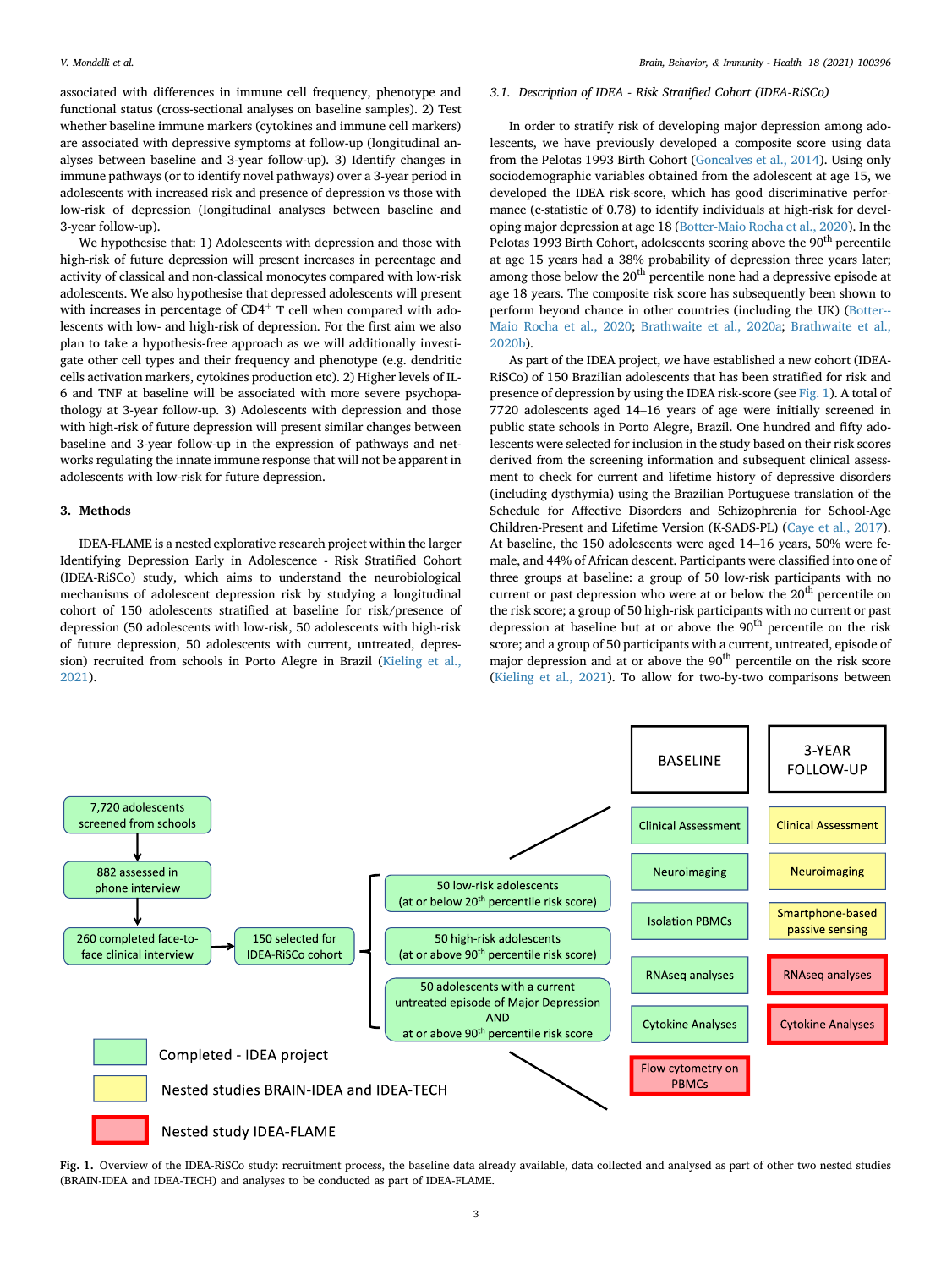associated with differences in immune cell frequency, phenotype and functional status (cross-sectional analyses on baseline samples). 2) Test whether baseline immune markers (cytokines and immune cell markers) are associated with depressive symptoms at follow-up (longitudinal analyses between baseline and 3-year follow-up). 3) Identify changes in immune pathways (or to identify novel pathways) over a 3-year period in adolescents with increased risk and presence of depression vs those with low-risk of depression (longitudinal analyses between baseline and 3-year follow-up).

We hypothesise that: 1) Adolescents with depression and those with high-risk of future depression will present increases in percentage and activity of classical and non-classical monocytes compared with low-risk adolescents. We also hypothesise that depressed adolescents will present with increases in percentage of $CD4^{+}$ T cell when compared with adolescents with low- and high-risk of depression. For the first aim we also plan to take a hypothesis-free approach as we will additionally investigate other cell types and their frequency and phenotype (e.g. dendritic cells activation markers, cytokines production etc). 2) Higher levels of IL-6 and TNF at baseline will be associated with more severe psychopathology at 3-year follow-up. 3) Adolescents with depression and those with high-risk of future depression will present similar changes between baseline and 3-year follow-up in the expression of pathways and networks regulating the innate immune response that will not be apparent in adolescents with low-risk for future depression.

## 3. Methods

IDEA-FLAME is a nested explorative research project within the larger Identifying Depression Early in Adolescence - Risk Stratified Cohort (IDEA-RiSCo) study, which aims to understand the neurobiological mechanisms of adolescent depression risk by studying a longitudinal cohort of 150 adolescents stratified at baseline for risk/presence of depression (50 adolescents with low-risk, 50 adolescents with high-risk of future depression, 50 adolescents with current, untreated, depression) recruited from schools in Porto Alegre in Brazil (Kieling et al., 2021).

### 3.1. Description of IDEA - Risk Stratified Cohort (IDEA-RiSCo)

In order to stratify risk of developing major depression among adolescents, we have previously developed a composite score using data from the Pelotas 1993 Birth Cohort (Goncalves et al., 2014). Using only sociodemographic variables obtained from the adolescent at age 15, we developed the IDEA risk-score, which has good discriminative performance (c-statistic of 0.78) to identify individuals at high-risk for developing major depression at age 18 (Botter-Maio Rocha et al., 2020). In the Pelotas 1993 Birth Cohort, adolescents scoring above the 90th percentile at age 15 years had a 38% probability of depression three years later; among those below the 20th percentile none had a depressive episode at age 18 years. The composite risk score has subsequently been shown to perform beyond chance in other countries (including the UK) (Botter-Maio Rocha et al., 2020; Brathwaite et al., 2020a; Brathwaite et al., 2020b).

As part of the IDEA project, we have established a new cohort (IDEA-RiSCo) of 150 Brazilian adolescents that has been stratified for risk and presence of depression by using the IDEA risk-score (see Fig. 1). A total of 7720 adolescents aged 14–16 years of age were initially screened in public state schools in Porto Alegre, Brazil. One hundred and fifty adolescents were selected for inclusion in the study based on their risk scores derived from the screening information and subsequent clinical assessment to check for current and lifetime history of depressive disorders (including dysthymia) using the Brazilian Portuguese translation of the Schedule for Affective Disorders and Schizophrenia for School-Age Children-Present and Lifetime Version (K-SADS-PL) (Caye et al., 2017). At baseline, the 150 adolescents were aged 14–16 years, 50% were female, and 44% of African descent. Participants were classified into one of three groups at baseline: a group of 50 low-risk participants with no current or past depression who were at or below the 20th percentile on the risk score; a group of 50 high-risk participants with no current or past depression at baseline but at or above the 90th percentile on the risk score; and a group of 50 participants with a current, untreated, episode of major depression and at or above the 90th percentile on the risk score (Kieling et al., 2021). To allow for two-by-two comparisons between

Fig. 1. Overview of the IDEA-RiSCo study: recruitment process, the baseline data already available, data collected and analysed as part of other two nested studies (BRAIN-IDEA and IDEA-TECH) and analyses to be conducted as part of IDEA-FLAME.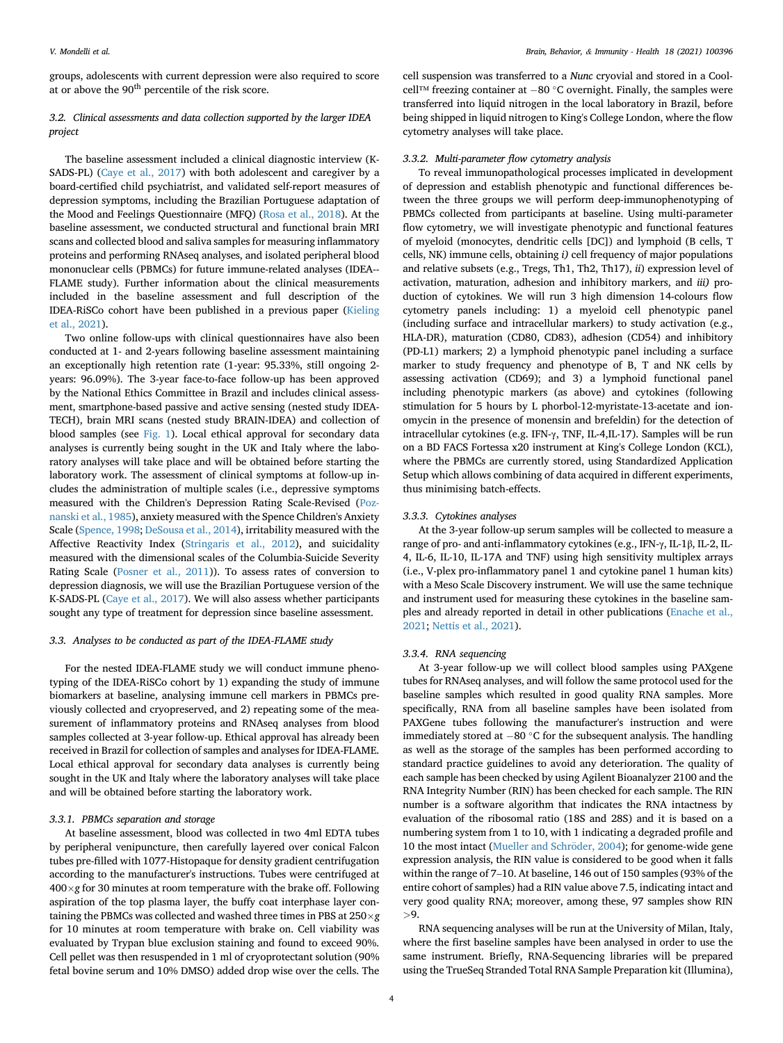groups, adolescents with current depression were also required to score at or above the 90th percentile of the risk score.

### 3.2. Clinical assessments and data collection supported by the larger IDEA project

The baseline assessment included a clinical diagnostic interview (K-SADS-PL) (Caye et al., 2017) with both adolescent and caregiver by a board-certified child psychiatrist, and validated self-report measures of depression symptoms, including the Brazilian Portuguese adaptation of the Mood and Feelings Questionnaire (MFQ) (Rosa et al., 2018). At the baseline assessment, we conducted structural and functional brain MRI scans and collected blood and saliva samples for measuring inflammatory proteins and performing RNAseq analyses, and isolated peripheral blood mononuclear cells (PBMCs) for future immune-related analyses (IDEA--FLAME study). Further information about the clinical measurements included in the baseline assessment and full description of the IDEA-RiSCo cohort have been published in a previous paper (Kieling et al., 2021).

Two online follow-ups with clinical questionnaires have also been conducted at 1- and 2-years following baseline assessment maintaining an exceptionally high retention rate (1-year: 95.33%, still ongoing 2-years: 96.09%). The 3-year face-to-face follow-up has been approved by the National Ethics Committee in Brazil and includes clinical assessment, smartphone-based passive and active sensing (nested study IDEA-TECH), brain MRI scans (nested study BRAIN-IDEA) and collection of blood samples (see Fig. 1). Local ethical approval for secondary data analyses is currently being sought in the UK and Italy where the laboratory analyses will take place and will be obtained before starting the laboratory work. The assessment of clinical symptoms at follow-up includes the administration of multiple scales (i.e., depressive symptoms measured with the Children's Depression Rating Scale-Revised (Poznanski et al., 1985), anxiety measured with the Spence Children's Anxiety Scale (Spence, 1998; DeSousa et al., 2014), irritability measured with the Affective Reactivity Index (Stringaris et al., 2012), and suicidality measured with the dimensional scales of the Columbia-Suicide Severity Rating Scale (Posner et al., 2011)). To assess rates of conversion to depression diagnosis, we will use the Brazilian Portuguese version of the K-SADS-PL (Caye et al., 2017). We will also assess whether participants sought any type of treatment for depression since baseline assessment.

### 3.3. Analyses to be conducted as part of the IDEA-FLAME study

For the nested IDEA-FLAME study we will conduct immune phenotyping of the IDEA-RiSCo cohort by 1) expanding the study of immune biomarkers at baseline, analysing immune cell markers in PBMCs previously collected and cryopreserved, and 2) repeating some of the measurement of inflammatory proteins and RNAseq analyses from blood samples collected at 3-year follow-up. Ethical approval has already been received in Brazil for collection of samples and analyses for IDEA-FLAME. Local ethical approval for secondary data analyses is currently being sought in the UK and Italy where the laboratory analyses will take place and will be obtained before starting the laboratory work.

#### 3.3.1. PBMCs separation and storage

At baseline assessment, blood was collected in two 4ml EDTA tubes by peripheral venipuncture, then carefully layered over conical Falcon tubes pre-filled with 1077-Histopaque for density gradient centrifugation according to the manufacturer's instructions. Tubes were centrifuged at $400\times g$ for 30 minutes at room temperature with the brake off. Following aspiration of the top plasma layer, the buffy coat interphase layer containing the PBMCs was collected and washed three times in PBS at $250\times g$ for 10 minutes at room temperature with brake on. Cell viability was evaluated by Trypan blue exclusion staining and found to exceed 90%. Cell pellet was then resuspended in 1 ml of cryoprotectant solution (90% fetal bovine serum and 10% DMSO) added drop wise over the cells. The cell suspension was transferred to a *Nunc* cryovial and stored in a Coolcell™ freezing container at −80 °C overnight. Finally, the samples were transferred into liquid nitrogen in the local laboratory in Brazil, before being shipped in liquid nitrogen to King's College London, where the flow cytometry analyses will take place.

#### 3.3.2. Multi-parameter flow cytometry analysis

To reveal immunopathological processes implicated in development of depression and establish phenotypic and functional differences between the three groups we will perform deep-immunophenotyping of PBMCs collected from participants at baseline. Using multi-parameter flow cytometry, we will investigate phenotypic and functional features of myeloid (monocytes, dendritic cells [DC]) and lymphoid (B cells, T cells, NK) immune cells, obtaining *i)* cell frequency of major populations and relative subsets (e.g., Tregs, Th1, Th2, Th17), *ii*) expression level of activation, maturation, adhesion and inhibitory markers, and *iii)* production of cytokines. We will run 3 high dimension 14-colours flow cytometry panels including: 1) a myeloid cell phenotypic panel (including surface and intracellular markers) to study activation (e.g., HLA-DR), maturation (CD80, CD83), adhesion (CD54) and inhibitory (PD-L1) markers; 2) a lymphoid phenotypic panel including a surface marker to study frequency and phenotype of B, T and NK cells by assessing activation (CD69); and 3) a lymphoid functional panel including phenotypic markers (as above) and cytokines (following stimulation for 5 hours by L phorbol-12-myristate-13-acetate and ionomycin in the presence of monensin and brefeldin) for the detection of intracellular cytokines (e.g. IFN-γ, TNF, IL-4,IL-17). Samples will be run on a BD FACS Fortessa x20 instrument at King's College London (KCL), where the PBMCs are currently stored, using Standardized Application Setup which allows combining of data acquired in different experiments, thus minimising batch-effects.

#### 3.3.3. Cytokines analyses

At the 3-year follow-up serum samples will be collected to measure a range of pro- and anti-inflammatory cytokines (e.g., IFN-γ, IL-1β, IL-2, IL-4, IL-6, IL-10, IL-17A and TNF) using high sensitivity multiplex arrays (i.e., V-plex pro-inflammatory panel 1 and cytokine panel 1 human kits) with a Meso Scale Discovery instrument. We will use the same technique and instrument used for measuring these cytokines in the baseline samples and already reported in detail in other publications (Enache et al., 2021; Nettis et al., 2021).

#### 3.3.4. RNA sequencing

At 3-year follow-up we will collect blood samples using PAXgene tubes for RNAseq analyses, and will follow the same protocol used for the baseline samples which resulted in good quality RNA samples. More specifically, RNA from all baseline samples have been isolated from PAXGene tubes following the manufacturer's instruction and were immediately stored at −80 °C for the subsequent analysis. The handling as well as the storage of the samples has been performed according to standard practice guidelines to avoid any deterioration. The quality of each sample has been checked by using Agilent Bioanalyzer 2100 and the RNA Integrity Number (RIN) has been checked for each sample. The RIN number is a software algorithm that indicates the RNA intactness by evaluation of the ribosomal ratio (18S and 28S) and it is based on a numbering system from 1 to 10, with 1 indicating a degraded profile and 10 the most intact (Mueller and Schröder, 2004); for genome-wide gene expression analysis, the RIN value is considered to be good when it falls within the range of 7–10. At baseline, 146 out of 150 samples (93% of the entire cohort of samples) had a RIN value above 7.5, indicating intact and very good quality RNA; moreover, among these, 97 samples show RIN >9.

RNA sequencing analyses will be run at the University of Milan, Italy, where the first baseline samples have been analysed in order to use the same instrument. Briefly, RNA-Sequencing libraries will be prepared using the TrueSeq Stranded Total RNA Sample Preparation kit (Illumina),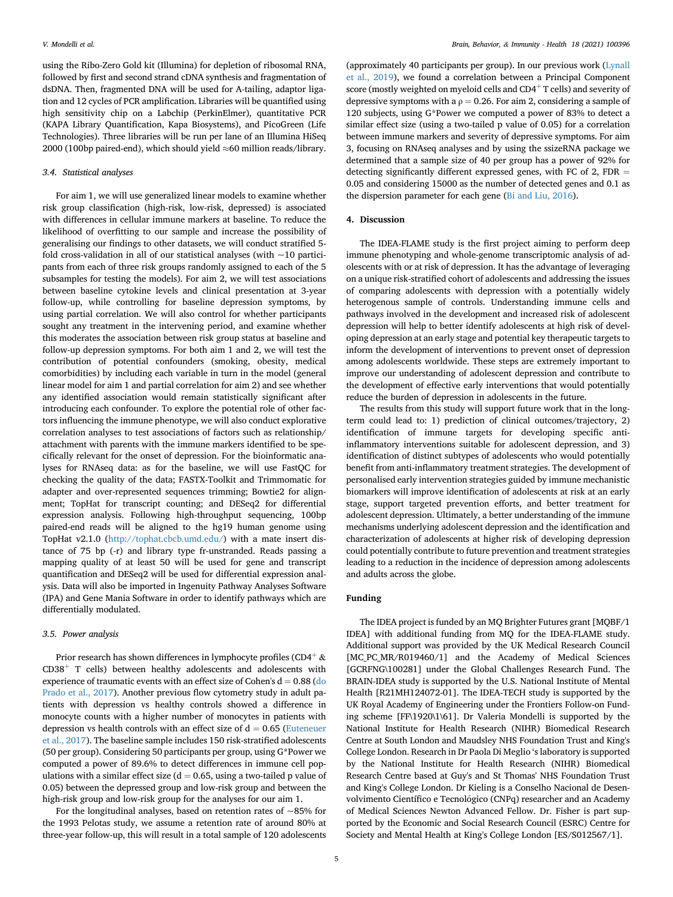using the Ribo-Zero Gold kit (Illumina) for depletion of ribosomal RNA, followed by first and second strand cDNA synthesis and fragmentation of dsDNA. Then, fragmented DNA will be used for A-tailing, adaptor ligation and 12 cycles of PCR amplification. Libraries will be quantified using high sensitivity chip on a Labchip (PerkinElmer), quantitative PCR (KAPA Library Quantification, Kapa Biosystems), and PicoGreen (Life Technologies). Three libraries will be run per lane of an Illumina HiSeq 2000 (100bp paired-end), which should yield ≈60 million reads/library.

### 3.4. Statistical analyses

For aim 1, we will use generalized linear models to examine whether risk group classification (high-risk, low-risk, depressed) is associated with differences in cellular immune markers at baseline. To reduce the likelihood of overfitting to our sample and increase the possibility of generalising our findings to other datasets, we will conduct stratified 5-fold cross-validation in all of our statistical analyses (with ~10 participants from each of three risk groups randomly assigned to each of the 5 subsamples for testing the models). For aim 2, we will test associations between baseline cytokine levels and clinical presentation at 3-year follow-up, while controlling for baseline depression symptoms, by using partial correlation. We will also control for whether participants sought any treatment in the intervening period, and examine whether this moderates the association between risk group status at baseline and follow-up depression symptoms. For both aim 1 and 2, we will test the contribution of potential confounders (smoking, obesity, medical comorbidities) by including each variable in turn in the model (general linear model for aim 1 and partial correlation for aim 2) and see whether any identified association would remain statistically significant after introducing each confounder. To explore the potential role of other factors influencing the immune phenotype, we will also conduct explorative correlation analyses to test associations of factors such as relationship/attachment with parents with the immune markers identified to be specifically relevant for the onset of depression. For the bioinformatic analyses for RNAseq data: as for the baseline, we will use FastQC for checking the quality of the data; FASTX-Toolkit and Trimmomatic for adapter and over-represented sequences trimming; Bowtie2 for alignment; TopHat for transcript counting; and DESeq2 for differential expression analysis. Following high-throughput sequencing, 100bp paired-end reads will be aligned to the hg19 human genome using TopHat v2.1.0 (http://tophat.cbcb.umd.edu/) with a mate insert distance of 75 bp (-r) and library type fr-unstranded. Reads passing a mapping quality of at least 50 will be used for gene and transcript quantification and DESeq2 will be used for differential expression analysis. Data will also be imported in Ingenuity Pathway Analyses Software (IPA) and Gene Mania Software in order to identify pathways which are differentially modulated.

### 3.5. Power analysis

Prior research has shown differences in lymphocyte profiles ($CD4^+$ & $CD38^+$ T cells) between healthy adolescents and adolescents with experience of traumatic events with an effect size of Cohen's $d = 0.88$ (do Prado et al., 2017). Another previous flow cytometry study in adult patients with depression vs healthy controls showed a difference in monocyte counts with a higher number of monocytes in patients with depression vs health controls with an effect size of $d = 0.65$ (Euteneuer et al., 2017). The baseline sample includes 150 risk-stratified adolescents (50 per group). Considering 50 participants per group, using G*Power we computed a power of 89.6% to detect differences in immune cell populations with a similar effect size ($d = 0.65$, using a two-tailed p value of 0.05) between the depressed group and low-risk group and between the high-risk group and low-risk group for the analyses for our aim 1.

For the longitudinal analyses, based on retention rates of ~85% for the 1993 Pelotas study, we assume a retention rate of around 80% at three-year follow-up, this will result in a total sample of 120 adolescents (approximately 40 participants per group). In our previous work (Lynall et al., 2019), we found a correlation between a Principal Component score (mostly weighted on myeloid cells and $CD4^+$ T cells) and severity of depressive symptoms with a $\rho = 0.26$. For aim 2, considering a sample of 120 subjects, using G*Power we computed a power of 83% to detect a similar effect size (using a two-tailed p value of 0.05) for a correlation between immune markers and severity of depressive symptoms. For aim 3, focusing on RNAseq analyses and by using the ssizeRNA package we determined that a sample size of 40 per group has a power of 92% for detecting significantly different expressed genes, with FC of 2, FDR = 0.05 and considering 15000 as the number of detected genes and 0.1 as the dispersion parameter for each gene (Bi and Liu, 2016).

## 4. Discussion

The IDEA-FLAME study is the first project aiming to perform deep immune phenotyping and whole-genome transcriptomic analysis of adolescents with or at risk of depression. It has the advantage of leveraging on a unique risk-stratified cohort of adolescents and addressing the issues of comparing adolescents with depression with a potentially widely heterogenous sample of controls. Understanding immune cells and pathways involved in the development and increased risk of adolescent depression will help to better identify adolescents at high risk of developing depression at an early stage and potential key therapeutic targets to inform the development of interventions to prevent onset of depression among adolescents worldwide. These steps are extremely important to improve our understanding of adolescent depression and contribute to the development of effective early interventions that would potentially reduce the burden of depression in adolescents in the future.

The results from this study will support future work that in the long-term could lead to: 1) prediction of clinical outcomes/trajectory, 2) identification of immune targets for developing specific anti-inflammatory interventions suitable for adolescent depression, and 3) identification of distinct subtypes of adolescents who would potentially benefit from anti-inflammatory treatment strategies. The development of personalised early intervention strategies guided by immune mechanistic biomarkers will improve identification of adolescents at risk at an early stage, support targeted prevention efforts, and better treatment for adolescent depression. Ultimately, a better understanding of the immune mechanisms underlying adolescent depression and the identification and characterization of adolescents at higher risk of developing depression could potentially contribute to future prevention and treatment strategies leading to a reduction in the incidence of depression among adolescents and adults across the globe.

## Funding

The IDEA project is funded by an MQ Brighter Futures grant [MQBF/1 IDEA] with additional funding from MQ for the IDEA-FLAME study. Additional support was provided by the UK Medical Research Council [MC_PC_MR/R019460/1] and the Academy of Medical Sciences [GCRFNG\100281] under the Global Challenges Research Fund. The BRAIN-IDEA study is supported by the U.S. National Institute of Mental Health [R21MH124072-01]. The IDEA-TECH study is supported by the UK Royal Academy of Engineering under the Frontiers Follow-on Funding scheme [FF\1920\1\61]. Dr Valeria Mondelli is supported by the National Institute for Health Research (NIHR) Biomedical Research Centre at South London and Maudsley NHS Foundation Trust and King's College London. Research in Dr Paola Di Meglio 's laboratory is supported by the National Institute for Health Research (NIHR) Biomedical Research Centre based at Guy's and St Thomas' NHS Foundation Trust and King's College London. Dr Kieling is a Conselho Nacional de Desenvolvimento Científico e Tecnológico (CNPq) researcher and an Academy of Medical Sciences Newton Advanced Fellow. Dr. Fisher is part supported by the Economic and Social Research Council (ESRC) Centre for Society and Mental Health at King's College London [ES/S012567/1].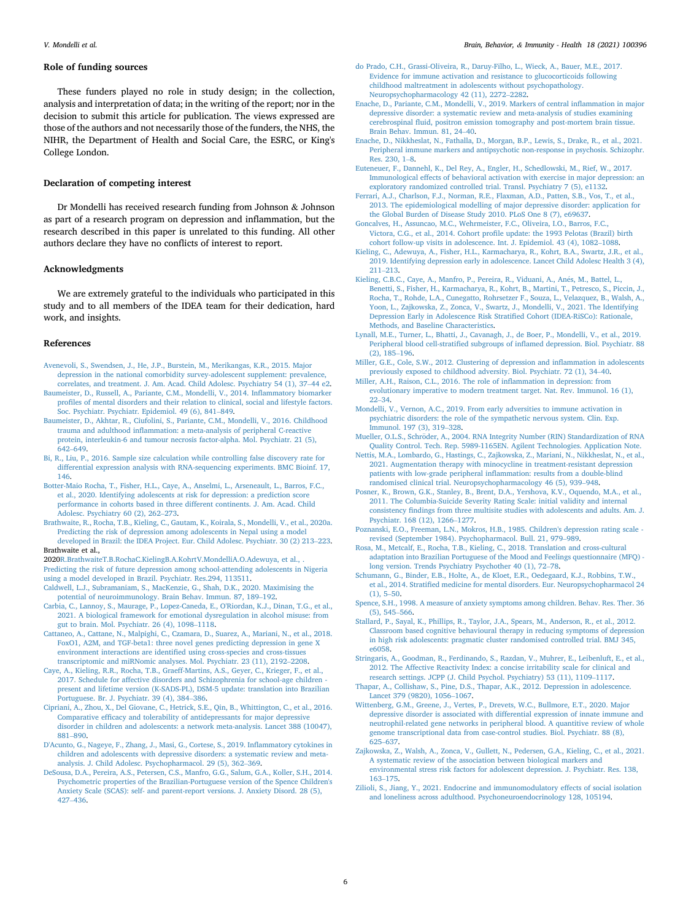## Role of funding sources

These funders played no role in study design; in the collection, analysis and interpretation of data; in the writing of the report; nor in the decision to submit this article for publication. The views expressed are those of the authors and not necessarily those of the funders, the NHS, the NIHR, the Department of Health and Social Care, the ESRC, or King's College London.

## Declaration of competing interest

Dr Mondelli has received research funding from Johnson & Johnson as part of a research program on depression and inflammation, but the research described in this paper is unrelated to this funding. All other authors declare they have no conflicts of interest to report.

## Acknowledgments

We are extremely grateful to the individuals who participated in this study and to all members of the IDEA team for their dedication, hard work, and insights.

## References

Avenevoli, S., Swendsen, J., He, J.P., Burstein, M., Merikangas, K.R., 2015. Major depression in the national comorbidity survey-adolescent supplement: prevalence, correlates, and treatment. J. Am. Acad. Child Adolesc. Psychiatry 54 (1), 37–44 e2.

Baumeister, D., Russell, A., Pariante, C.M., Mondelli, V., 2014. Inflammatory biomarker profiles of mental disorders and their relation to clinical, social and lifestyle factors. Soc. Psychiatr. Psychiatr. Epidemiol. 49 (6), 841–849.

Baumeister, D., Akhtar, R., Ciufolini, S., Pariante, C.M., Mondelli, V., 2016. Childhood trauma and adulthood inflammation: a meta-analysis of peripheral C-reactive protein, interleukin-6 and tumour necrosis factor-alpha. Mol. Psychiatr. 21 (5), 642–649.

Bi, R., Liu, P., 2016. Sample size calculation while controlling false discovery rate for differential expression analysis with RNA-sequencing experiments. BMC Bioinf. 17, 146.

Botter-Maio Rocha, T., Fisher, H.L., Caye, A., Anselmi, L., Arseneault, L., Barros, F.C., et al., 2020. Identifying adolescents at risk for depression: a prediction score performance in cohorts based in three different continents. J. Am. Acad. Child Adolesc. Psychiatry 60 (2), 262–273.

Brathwaite, R., Rocha, T.B., Kieling, C., Gautam, K., Koirala, S., Mondelli, V., et al., 2020a. Predicting the risk of depression among adolescents in Nepal using a model developed in Brazil: the IDEA Project. Eur. Child Adolesc. Psychiatr. 30 (2) 213–223.

Brathwaite et al., 2020R.BrathwaiteT.B.RochaC.KielingB.A.KohrtV.MondelliA.O.Adewuya, et al., . Predicting the risk of future depression among school-attending adolescents in Nigeria using a model developed in Brazil. Psychiatr. Res.294, 113511.

Caldwell, L.J., Subramaniam, S., MacKenzie, G., Shah, D.K., 2020. Maximising the potential of neuroimmunology. Brain Behav. Immun. 87, 189–192.

Carbia, C., Lannoy, S., Maurage, P., Lopez-Caneda, E., O'Riordan, K.J., Dinan, T.G., et al., 2021. A biological framework for emotional dysregulation in alcohol misuse: from gut to brain. Mol. Psychiatr. 26 (4), 1098–1118.

Cattaneo, A., Cattane, N., Malpighi, C., Czamara, D., Suarez, A., Mariani, N., et al., 2018. FoxO1, A2M, and TGF-beta1: three novel genes predicting depression in gene X environment interactions are identified using cross-species and cross-tissues transcriptomic and miRNomic analyses. Mol. Psychiatr. 23 (11), 2192–2208.

Caye, A., Kieling, R.R., Rocha, T.B., Graeff-Martins, A.S., Geyer, C., Krieger, F., et al., 2017. Schedule for affective disorders and Schizophrenia for school-age children - present and lifetime version (K-SADS-PL), DSM-5 update: translation into Brazilian Portuguese. Br. J. Psychiatr. 39 (4), 384–386.

Cipriani, A., Zhou, X., Del Giovane, C., Hetrick, S.E., Qin, B., Whittington, C., et al., 2016. Comparative efficacy and tolerability of antidepressants for major depressive disorder in children and adolescents: a network meta-analysis. Lancet 388 (10047), 881–890.

D'Acunto, G., Nageye, F., Zhang, J., Masi, G., Cortese, S., 2019. Inflammatory cytokines in children and adolescents with depressive disorders: a systematic review and meta-analysis. J. Child Adolesc. Psychopharmacol. 29 (5), 362–369.

DeSousa, D.A., Pereira, A.S., Petersen, C.S., Manfro, G.G., Salum, G.A., Koller, S.H., 2014. Psychometric properties of the Brazilian-Portuguese version of the Spence Children's Anxiety Scale (SCAS): self- and parent-report versions. J. Anxiety Disord. 28 (5), 427–436.

do Prado, C.H., Grassi-Oliveira, R., Daruy-Filho, L., Wieck, A., Bauer, M.E., 2017. Evidence for immune activation and resistance to glucocorticoids following childhood maltreatment in adolescents without psychopathology. Neuropsychopharmacology 42 (11), 2272–2282.

Enache, D., Pariante, C.M., Mondelli, V., 2019. Markers of central inflammation in major depressive disorder: a systematic review and meta-analysis of studies examining cerebrospinal fluid, positron emission tomography and post-mortem brain tissue. Brain Behav. Immun. 81, 24–40.

Enache, D., Nikkheslat, N., Fathalla, D., Morgan, B.P., Lewis, S., Drake, R., et al., 2021. Peripheral immune markers and antipsychotic non-response in psychosis. Schizophr. Res. 230, 1–8.

Euteneuer, F., Dannehl, K., Del Rey, A., Engler, H., Schedlowski, M., Rief, W., 2017. Immunological effects of behavioral activation with exercise in major depression: an exploratory randomized controlled trial. Transl. Psychiatry 7 (5), e1132.

Ferrari, A.J., Charlson, F.J., Norman, R.E., Flaxman, A.D., Patten, S.B., Vos, T., et al., 2013. The epidemiological modelling of major depressive disorder: application for the Global Burden of Disease Study 2010. PLoS One 8 (7), e69637.

Goncalves, H., Assuncao, M.C., Wehrmeister, F.C., Oliveira, I.O., Barros, F.C., Victora, C.G., et al., 2014. Cohort profile update: the 1993 Pelotas (Brazil) birth cohort follow-up visits in adolescence. Int. J. Epidemiol. 43 (4), 1082–1088.

Kieling, C., Adewuya, A., Fisher, H.L., Karmacharya, R., Kohrt, B.A., Swartz, J.R., et al., 2019. Identifying depression early in adolescence. Lancet Child Adolesc Health 3 (4), 211–213.

Kieling, C.B.C., Caye, A., Manfro, P., Pereira, R., Viduani, A., Anés, M., Battel, L., Benetti, S., Fisher, H., Karmacharya, R., Kohrt, B., Martini, T., Petresco, S., Piccin, J., Rocha, T., Rohde, L.A., Cunegatto, Rohrsetzer F., Souza, L., Velazquez, B., Walsh, A., Yoon, L., Zajkowska, Z., Zonca, V., Swartz, J., Mondelli, V., 2021. The Identifying Depression Early in Adolescence Risk Stratified Cohort (IDEA-RiSCo): Rationale, Methods, and Baseline Characteristics.

Lynall, M.E., Turner, L., Bhatti, J., Cavanagh, J., de Boer, P., Mondelli, V., et al., 2019. Peripheral blood cell-stratified subgroups of inflamed depression. Biol. Psychiatr. 88 (2), 185–196.

Miller, G.E., Cole, S.W., 2012. Clustering of depression and inflammation in adolescents previously exposed to childhood adversity. Biol. Psychiatr. 72 (1), 34–40.

Miller, A.H., Raison, C.L., 2016. The role of inflammation in depression: from evolutionary imperative to modern treatment target. Nat. Rev. Immunol. 16 (1), 22–34.

Mondelli, V., Vernon, A.C., 2019. From early adversities to immune activation in psychiatric disorders: the role of the sympathetic nervous system. Clin. Exp. Immunol. 197 (3), 319–328.

Mueller, O.L.S., Schröder, A., 2004. RNA Integrity Number (RIN) Standardization of RNA Quality Control. Tech. Rep. 5989-1165EN. Agilent Technologies. Application Note.

Nettis, M.A., Lombardo, G., Hastings, C., Zajkowska, Z., Mariani, N., Nikkheslat, N., et al., 2021. Augmentation therapy with minocycline in treatment-resistant depression patients with low-grade peripheral inflammation: results from a double-blind randomised clinical trial. Neuropsychopharmacology 46 (5), 939–948.

Posner, K., Brown, G.K., Stanley, B., Brent, D.A., Yershova, K.V., Oquendo, M.A., et al., 2011. The Columbia-Suicide Severity Rating Scale: initial validity and internal consistency findings from three multisite studies with adolescents and adults. Am. J. Psychiatr. 168 (12), 1266–1277.

Poznanski, E.O., Freeman, L.N., Mokros, H.B., 1985. Children's depression rating scale - revised (September 1984). Psychopharmacol. Bull. 21, 979–989.

Rosa, M., Metcalf, E., Rocha, T.B., Kieling, C., 2018. Translation and cross-cultural adaptation into Brazilian Portuguese of the Mood and Feelings questionnaire (MFQ) - long version. Trends Psychiatry Psychother 40 (1), 72–78.

Schumann, G., Binder, E.B., Holte, A., de Kloet, E.R., Oedegaard, K.J., Robbins, T.W., et al., 2014. Stratified medicine for mental disorders. Eur. Neuropsychopharmacol 24 (1), 5–50.

Spence, S.H., 1998. A measure of anxiety symptoms among children. Behav. Res. Ther. 36 (5), 545–566.

Stallard, P., Sayal, K., Phillips, R., Taylor, J.A., Spears, M., Anderson, R., et al., 2012. Classroom based cognitive behavioural therapy in reducing symptoms of depression in high risk adolescents: pragmatic cluster randomised controlled trial. BMJ 345, e6058.

Stringaris, A., Goodman, R., Ferdinando, S., Razdan, V., Muhrer, E., Leibenluft, E., et al., 2012. The Affective Reactivity Index: a concise irritability scale for clinical and research settings. JCPP (J. Child Psychol. Psychiatry) 53 (11), 1109–1117.

Thapar, A., Collishaw, S., Pine, D.S., Thapar, A.K., 2012. Depression in adolescence. Lancet 379 (9820), 1056–1067.

Wittenberg, G.M., Greene, J., Vertes, P., Drevets, W.C., Bullmore, E.T., 2020. Major depressive disorder is associated with differential expression of innate immune and neutrophil-related gene networks in peripheral blood. A quantitative review of whole genome transcriptional data from case-control studies. Biol. Psychiatr. 88 (8), 625–637.

Zajkowska, Z., Walsh, A., Zonca, V., Gullett, N., Pedersen, G.A., Kieling, C., et al., 2021. A systematic review of the association between biological markers and environmental stress risk factors for adolescent depression. J. Psychiatr. Res. 138, 163–175.

Zilioli, S., Jiang, Y., 2021. Endocrine and immunomodulatory effects of social isolation and loneliness across adulthood. Psychoneuroendocrinology 128, 105194.